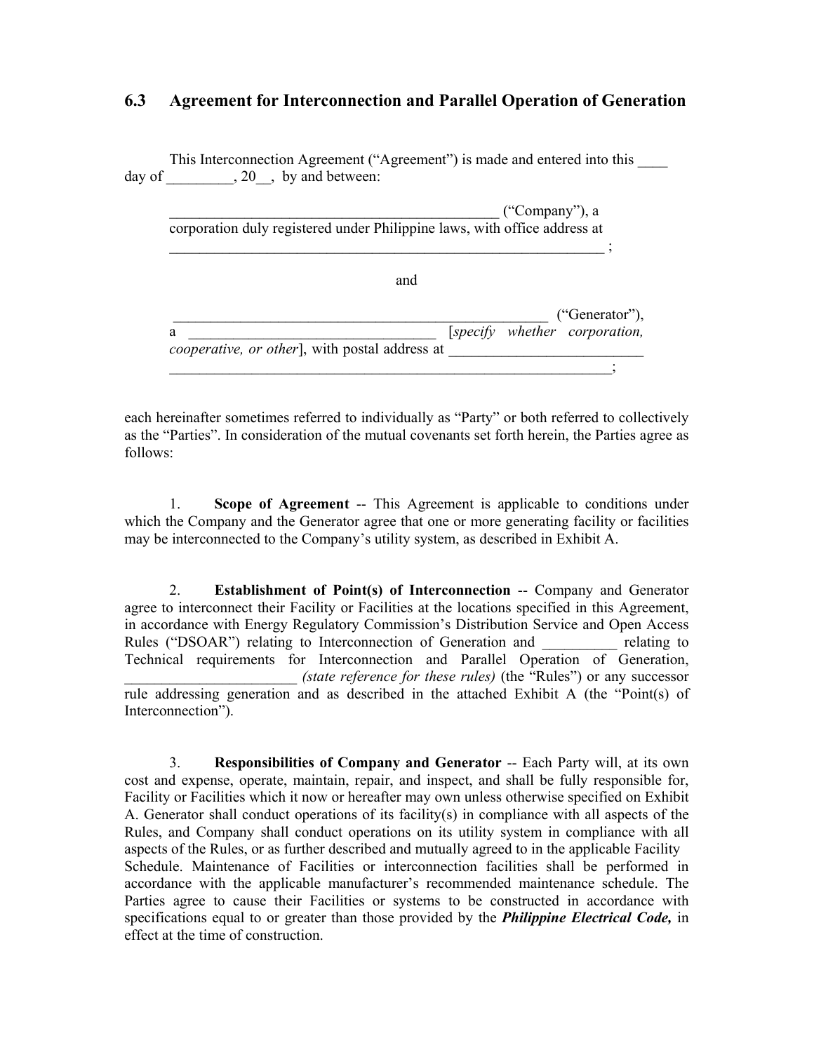## 6.3 Agreement for Interconnection and Parallel Operation of Generation

This Interconnection Agreement ("Agreement") is made and entered into this ____ day of _________, 20__, by and between:

> _____________________________________________ ("Company"), a corporation duly registered under Philippine laws, with office address at _____________________________________________________________ ;
>
> and
>
> ____________________________________________________ ("Generator"), a _________________________________ [*specify whether corporation, cooperative, or other*], with postal address at __________________________ _____________________________________________________________;

each hereinafter sometimes referred to individually as "Party" or both referred to collectively as the "Parties". In consideration of the mutual covenants set forth herein, the Parties agree as follows:

1. **Scope of Agreement** -- This Agreement is applicable to conditions under which the Company and the Generator agree that one or more generating facility or facilities may be interconnected to the Company's utility system, as described in Exhibit A.

2. **Establishment of Point(s) of Interconnection** -- Company and Generator agree to interconnect their Facility or Facilities at the locations specified in this Agreement, in accordance with Energy Regulatory Commission's Distribution Service and Open Access Rules ("DSOAR") relating to Interconnection of Generation and __________ relating to Technical requirements for Interconnection and Parallel Operation of Generation, _______________________ *(state reference for these rules)* (the "Rules") or any successor rule addressing generation and as described in the attached Exhibit A (the "Point(s) of Interconnection").

3. **Responsibilities of Company and Generator** -- Each Party will, at its own cost and expense, operate, maintain, repair, and inspect, and shall be fully responsible for, Facility or Facilities which it now or hereafter may own unless otherwise specified on Exhibit A. Generator shall conduct operations of its facility(s) in compliance with all aspects of the Rules, and Company shall conduct operations on its utility system in compliance with all aspects of the Rules, or as further described and mutually agreed to in the applicable Facility Schedule. Maintenance of Facilities or interconnection facilities shall be performed in accordance with the applicable manufacturer's recommended maintenance schedule. The Parties agree to cause their Facilities or systems to be constructed in accordance with specifications equal to or greater than those provided by the ***Philippine Electrical Code,*** in effect at the time of construction.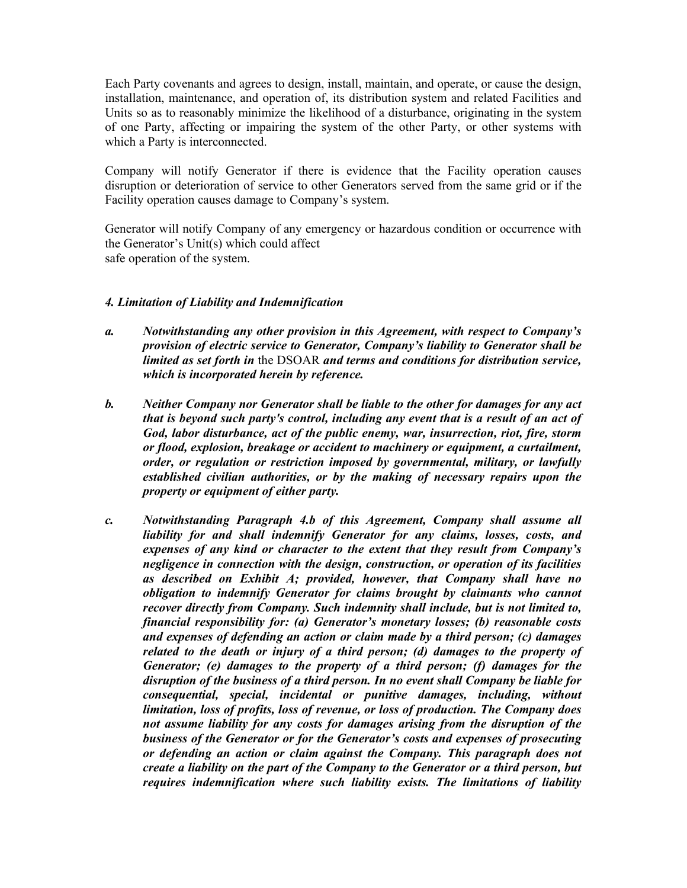Each Party covenants and agrees to design, install, maintain, and operate, or cause the design, installation, maintenance, and operation of, its distribution system and related Facilities and Units so as to reasonably minimize the likelihood of a disturbance, originating in the system of one Party, affecting or impairing the system of the other Party, or other systems with which a Party is interconnected.

Company will notify Generator if there is evidence that the Facility operation causes disruption or deterioration of service to other Generators served from the same grid or if the Facility operation causes damage to Company's system.

Generator will notify Company of any emergency or hazardous condition or occurrence with the Generator's Unit(s) which could affect safe operation of the system.

***4. Limitation of Liability and Indemnification***

***a. Notwithstanding any other provision in this Agreement, with respect to Company's provision of electric service to Generator, Company's liability to Generator shall be limited as set forth in*** the DSOAR ***and terms and conditions for distribution service, which is incorporated herein by reference.***

***b. Neither Company nor Generator shall be liable to the other for damages for any act that is beyond such party's control, including any event that is a result of an act of God, labor disturbance, act of the public enemy, war, insurrection, riot, fire, storm or flood, explosion, breakage or accident to machinery or equipment, a curtailment, order, or regulation or restriction imposed by governmental, military, or lawfully established civilian authorities, or by the making of necessary repairs upon the property or equipment of either party.***

***c. Notwithstanding Paragraph 4.b of this Agreement, Company shall assume all liability for and shall indemnify Generator for any claims, losses, costs, and expenses of any kind or character to the extent that they result from Company's negligence in connection with the design, construction, or operation of its facilities as described on Exhibit A; provided, however, that Company shall have no obligation to indemnify Generator for claims brought by claimants who cannot recover directly from Company. Such indemnity shall include, but is not limited to, financial responsibility for: (a) Generator's monetary losses; (b) reasonable costs and expenses of defending an action or claim made by a third person; (c) damages related to the death or injury of a third person; (d) damages to the property of Generator; (e) damages to the property of a third person; (f) damages for the disruption of the business of a third person. In no event shall Company be liable for consequential, special, incidental or punitive damages, including, without limitation, loss of profits, loss of revenue, or loss of production. The Company does not assume liability for any costs for damages arising from the disruption of the business of the Generator or for the Generator's costs and expenses of prosecuting or defending an action or claim against the Company. This paragraph does not create a liability on the part of the Company to the Generator or a third person, but requires indemnification where such liability exists. The limitations of liability***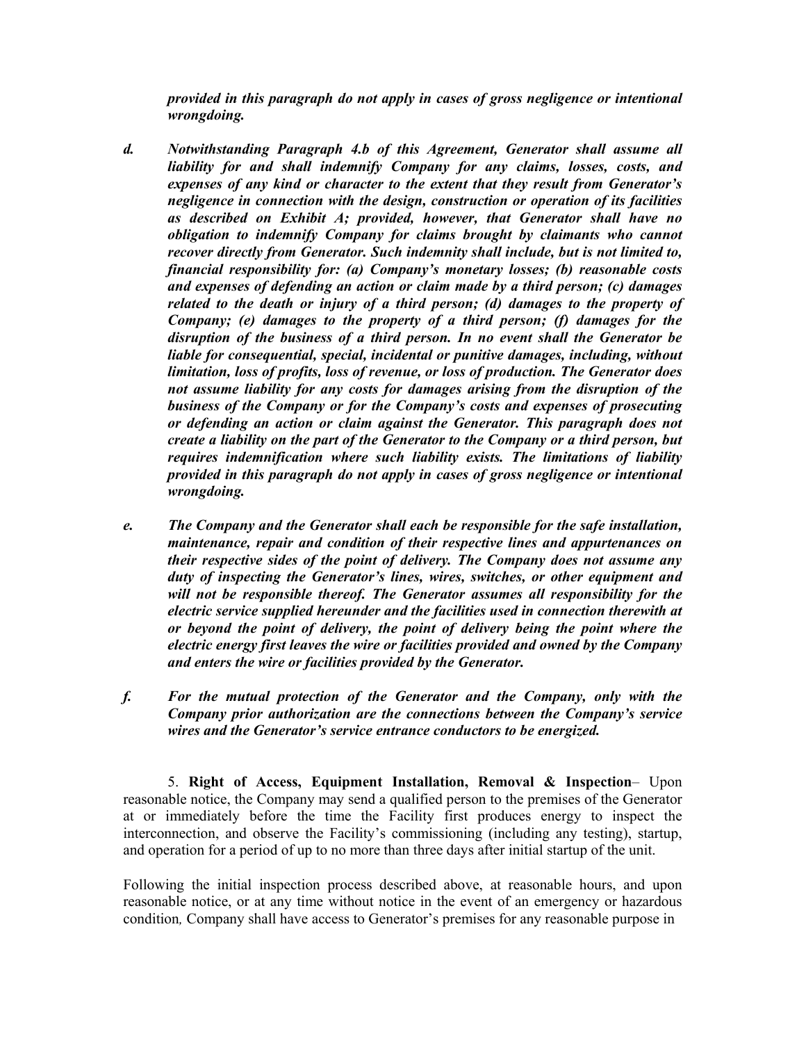***provided in this paragraph do not apply in cases of gross negligence or intentional wrongdoing.***

***d. Notwithstanding Paragraph 4.b of this Agreement, Generator shall assume all liability for and shall indemnify Company for any claims, losses, costs, and expenses of any kind or character to the extent that they result from Generator's negligence in connection with the design, construction or operation of its facilities as described on Exhibit A; provided, however, that Generator shall have no obligation to indemnify Company for claims brought by claimants who cannot recover directly from Generator. Such indemnity shall include, but is not limited to, financial responsibility for: (a) Company's monetary losses; (b) reasonable costs and expenses of defending an action or claim made by a third person; (c) damages related to the death or injury of a third person; (d) damages to the property of Company; (e) damages to the property of a third person; (f) damages for the disruption of the business of a third person. In no event shall the Generator be liable for consequential, special, incidental or punitive damages, including, without limitation, loss of profits, loss of revenue, or loss of production. The Generator does not assume liability for any costs for damages arising from the disruption of the business of the Company or for the Company's costs and expenses of prosecuting or defending an action or claim against the Generator. This paragraph does not create a liability on the part of the Generator to the Company or a third person, but requires indemnification where such liability exists. The limitations of liability provided in this paragraph do not apply in cases of gross negligence or intentional wrongdoing.***

***e. The Company and the Generator shall each be responsible for the safe installation, maintenance, repair and condition of their respective lines and appurtenances on their respective sides of the point of delivery. The Company does not assume any duty of inspecting the Generator's lines, wires, switches, or other equipment and will not be responsible thereof. The Generator assumes all responsibility for the electric service supplied hereunder and the facilities used in connection therewith at or beyond the point of delivery, the point of delivery being the point where the electric energy first leaves the wire or facilities provided and owned by the Company and enters the wire or facilities provided by the Generator.***

***f. For the mutual protection of the Generator and the Company, only with the Company prior authorization are the connections between the Company's service wires and the Generator's service entrance conductors to be energized.***

5. **Right of Access, Equipment Installation, Removal & Inspection**– Upon reasonable notice, the Company may send a qualified person to the premises of the Generator at or immediately before the time the Facility first produces energy to inspect the interconnection, and observe the Facility's commissioning (including any testing), startup, and operation for a period of up to no more than three days after initial startup of the unit.

Following the initial inspection process described above, at reasonable hours, and upon reasonable notice, or at any time without notice in the event of an emergency or hazardous condition, Company shall have access to Generator's premises for any reasonable purpose in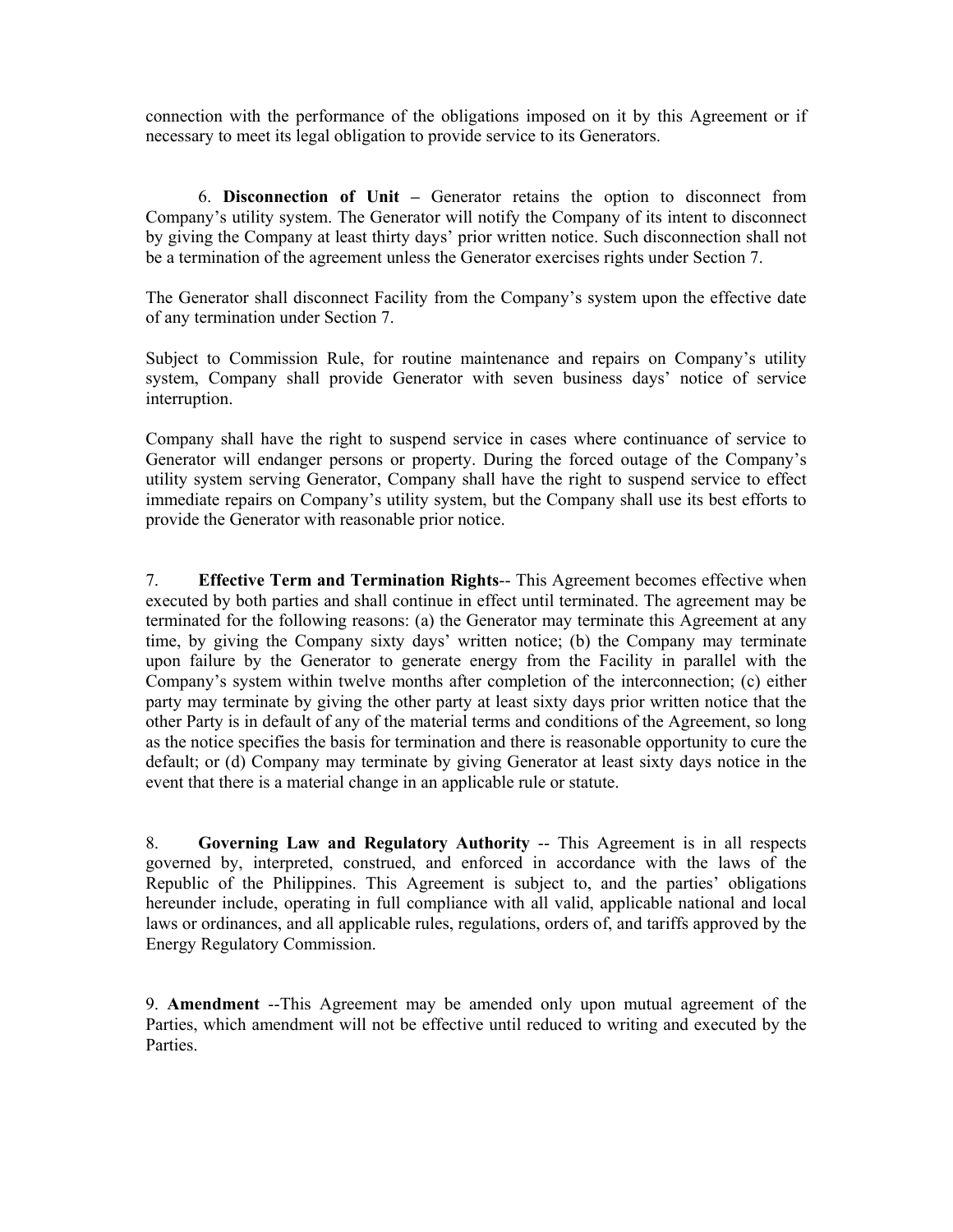connection with the performance of the obligations imposed on it by this Agreement or if necessary to meet its legal obligation to provide service to its Generators.

6. **Disconnection of Unit –** Generator retains the option to disconnect from Company's utility system. The Generator will notify the Company of its intent to disconnect by giving the Company at least thirty days' prior written notice. Such disconnection shall not be a termination of the agreement unless the Generator exercises rights under Section 7.

The Generator shall disconnect Facility from the Company's system upon the effective date of any termination under Section 7.

Subject to Commission Rule, for routine maintenance and repairs on Company's utility system, Company shall provide Generator with seven business days' notice of service interruption.

Company shall have the right to suspend service in cases where continuance of service to Generator will endanger persons or property. During the forced outage of the Company's utility system serving Generator, Company shall have the right to suspend service to effect immediate repairs on Company's utility system, but the Company shall use its best efforts to provide the Generator with reasonable prior notice.

7. **Effective Term and Termination Rights**-- This Agreement becomes effective when executed by both parties and shall continue in effect until terminated. The agreement may be terminated for the following reasons: (a) the Generator may terminate this Agreement at any time, by giving the Company sixty days' written notice; (b) the Company may terminate upon failure by the Generator to generate energy from the Facility in parallel with the Company's system within twelve months after completion of the interconnection; (c) either party may terminate by giving the other party at least sixty days prior written notice that the other Party is in default of any of the material terms and conditions of the Agreement, so long as the notice specifies the basis for termination and there is reasonable opportunity to cure the default; or (d) Company may terminate by giving Generator at least sixty days notice in the event that there is a material change in an applicable rule or statute.

8. **Governing Law and Regulatory Authority** -- This Agreement is in all respects governed by, interpreted, construed, and enforced in accordance with the laws of the Republic of the Philippines. This Agreement is subject to, and the parties' obligations hereunder include, operating in full compliance with all valid, applicable national and local laws or ordinances, and all applicable rules, regulations, orders of, and tariffs approved by the Energy Regulatory Commission.

9. **Amendment** --This Agreement may be amended only upon mutual agreement of the Parties, which amendment will not be effective until reduced to writing and executed by the Parties.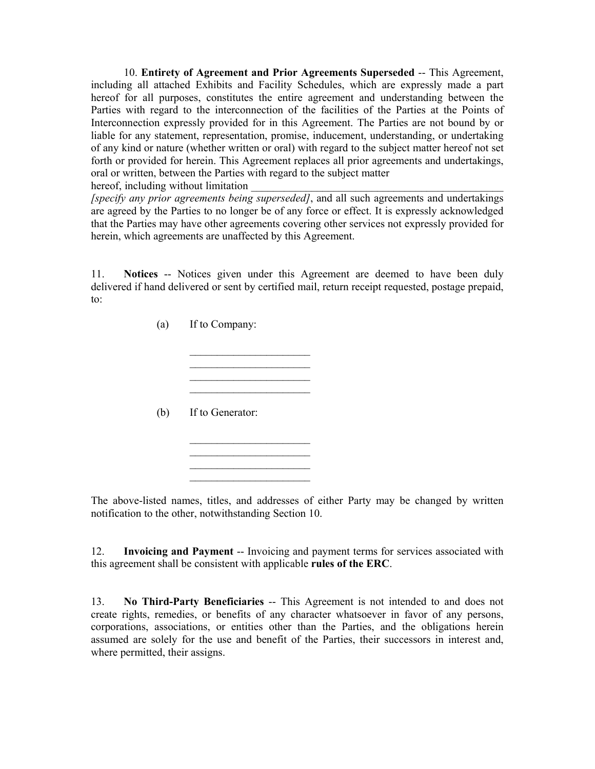10. **Entirety of Agreement and Prior Agreements Superseded** -- This Agreement, including all attached Exhibits and Facility Schedules, which are expressly made a part hereof for all purposes, constitutes the entire agreement and understanding between the Parties with regard to the interconnection of the facilities of the Parties at the Points of Interconnection expressly provided for in this Agreement. The Parties are not bound by or liable for any statement, representation, promise, inducement, understanding, or undertaking of any kind or nature (whether written or oral) with regard to the subject matter hereof not set forth or provided for herein. This Agreement replaces all prior agreements and undertakings, oral or written, between the Parties with regard to the subject matter hereof, including without limitation ________________________________________________ *[specify any prior agreements being superseded]*, and all such agreements and undertakings are agreed by the Parties to no longer be of any force or effect. It is expressly acknowledged that the Parties may have other agreements covering other services not expressly provided for herein, which agreements are unaffected by this Agreement.

11. **Notices** -- Notices given under this Agreement are deemed to have been duly delivered if hand delivered or sent by certified mail, return receipt requested, postage prepaid, to:

(a) If to Company:

______________________
______________________
______________________
______________________

(b) If to Generator:

______________________
______________________
______________________
______________________

The above-listed names, titles, and addresses of either Party may be changed by written notification to the other, notwithstanding Section 10.

12. **Invoicing and Payment** -- Invoicing and payment terms for services associated with this agreement shall be consistent with applicable **rules of the ERC**.

13. **No Third-Party Beneficiaries** -- This Agreement is not intended to and does not create rights, remedies, or benefits of any character whatsoever in favor of any persons, corporations, associations, or entities other than the Parties, and the obligations herein assumed are solely for the use and benefit of the Parties, their successors in interest and, where permitted, their assigns.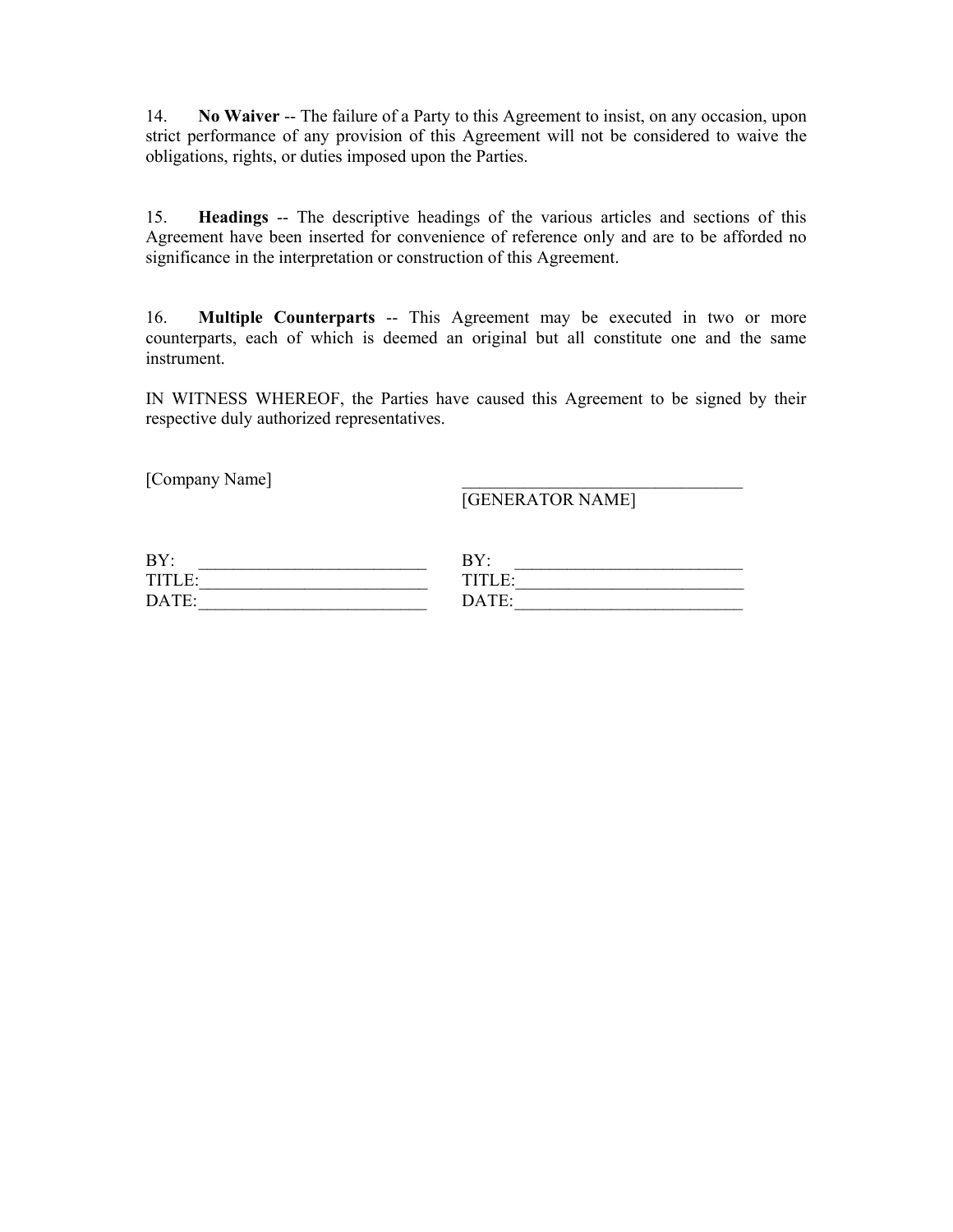14. **No Waiver** -- The failure of a Party to this Agreement to insist, on any occasion, upon strict performance of any provision of this Agreement will not be considered to waive the obligations, rights, or duties imposed upon the Parties.

15. **Headings** -- The descriptive headings of the various articles and sections of this Agreement have been inserted for convenience of reference only and are to be afforded no significance in the interpretation or construction of this Agreement.

16. **Multiple Counterparts** -- This Agreement may be executed in two or more counterparts, each of which is deemed an original but all constitute one and the same instrument.

IN WITNESS WHEREOF, the Parties have caused this Agreement to be signed by their respective duly authorized representatives.

| [Company Name] | ______________________________<br>[GENERATOR NAME] |
|---|---|
| BY: ________________________ | BY: ________________________ |
| TITLE:______________________ | TITLE:______________________ |
| DATE:_______________________ | DATE:_______________________ |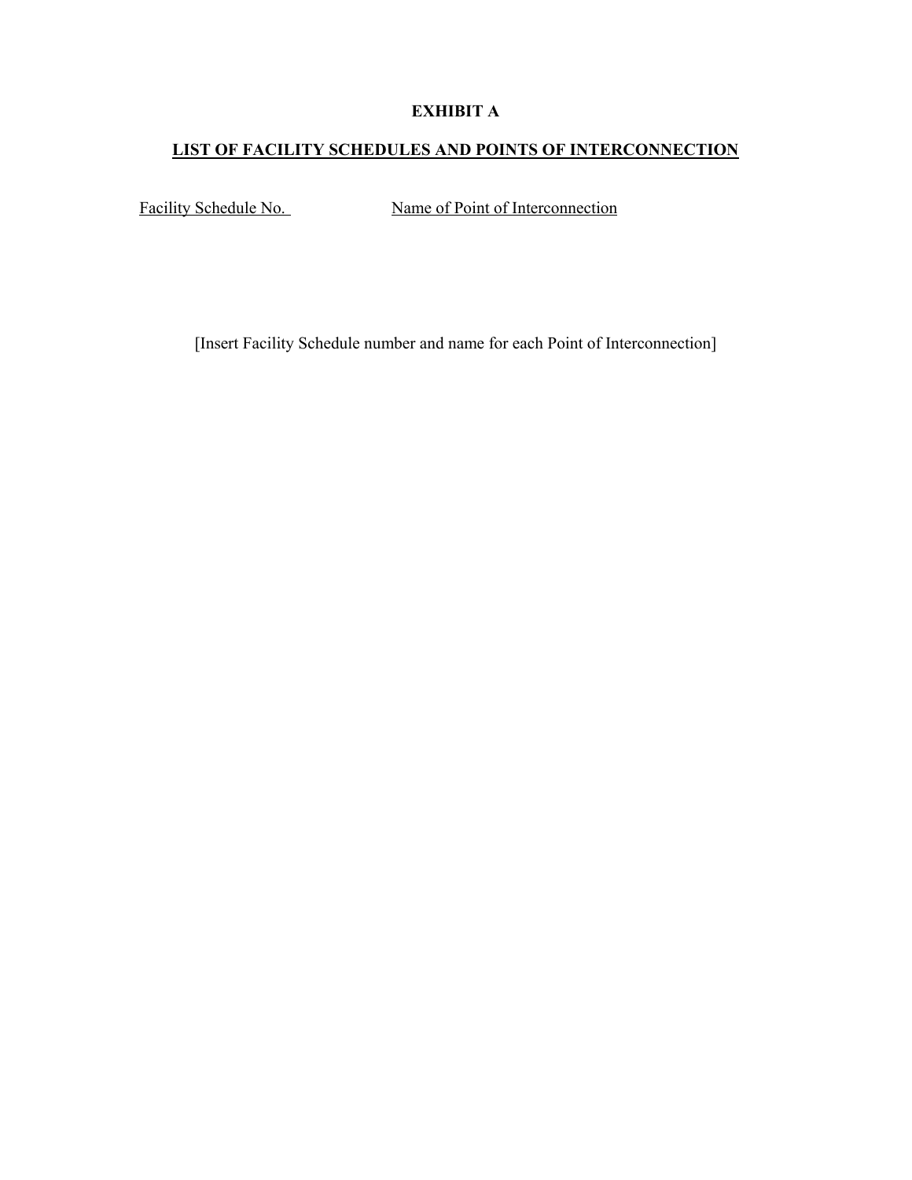# EXHIBIT A

## LIST OF FACILITY SCHEDULES AND POINTS OF INTERCONNECTION

| Facility Schedule No. | Name of Point of Interconnection |
| --- | --- |

[Insert Facility Schedule number and name for each Point of Interconnection]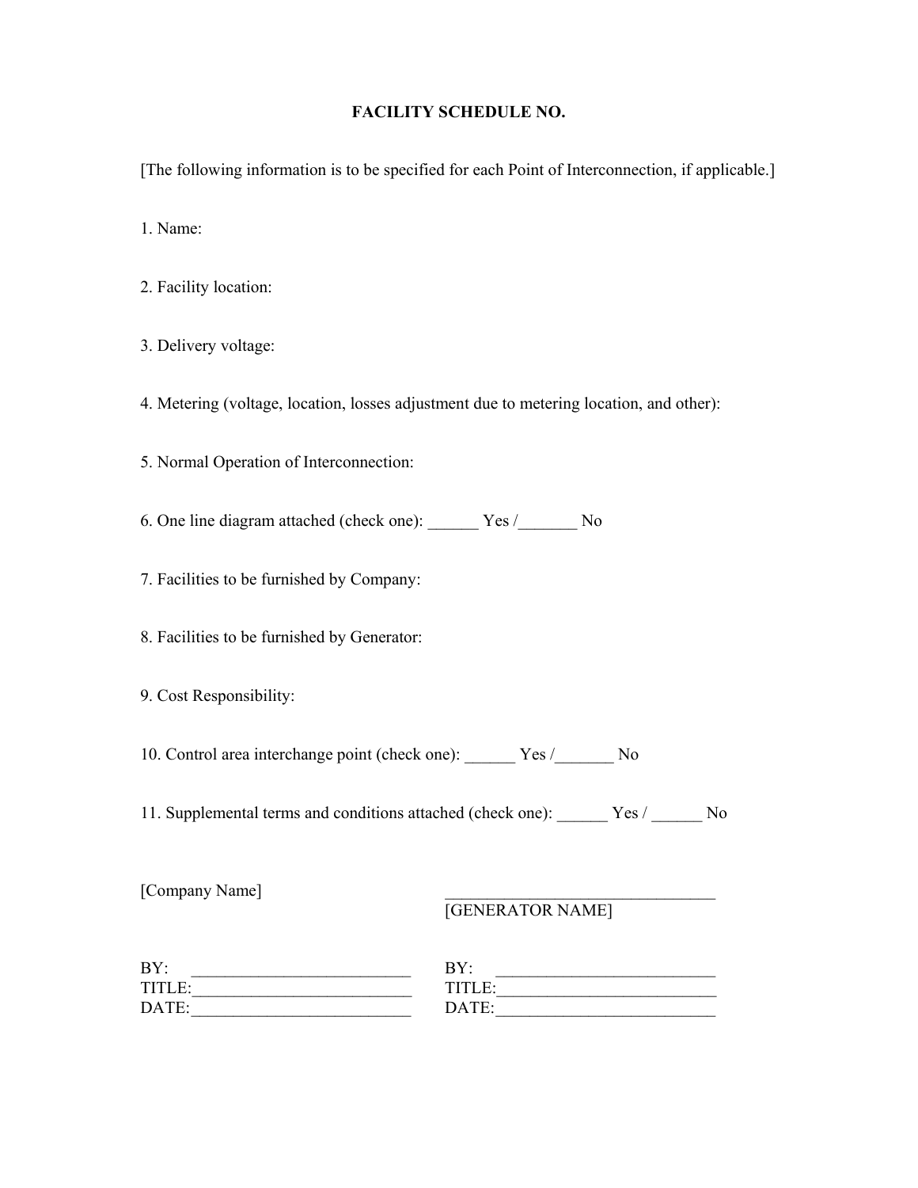**FACILITY SCHEDULE NO.**

[The following information is to be specified for each Point of Interconnection, if applicable.]

1. Name:

2. Facility location:

3. Delivery voltage:

4. Metering (voltage, location, losses adjustment due to metering location, and other):

5. Normal Operation of Interconnection:

6. One line diagram attached (check one): ______ Yes /_______ No

7. Facilities to be furnished by Company:

8. Facilities to be furnished by Generator:

9. Cost Responsibility:

10. Control area interchange point (check one): ______ Yes /_______ No

11. Supplemental terms and conditions attached (check one): ______ Yes / ______ No

| | |
|---|---|
| [Company Name] | _______________________________<br>[GENERATOR NAME] |
| BY: _________________________ | BY: _________________________ |
| TITLE:_________________________ | TITLE:_________________________ |
| DATE:_________________________ | DATE:_________________________ |